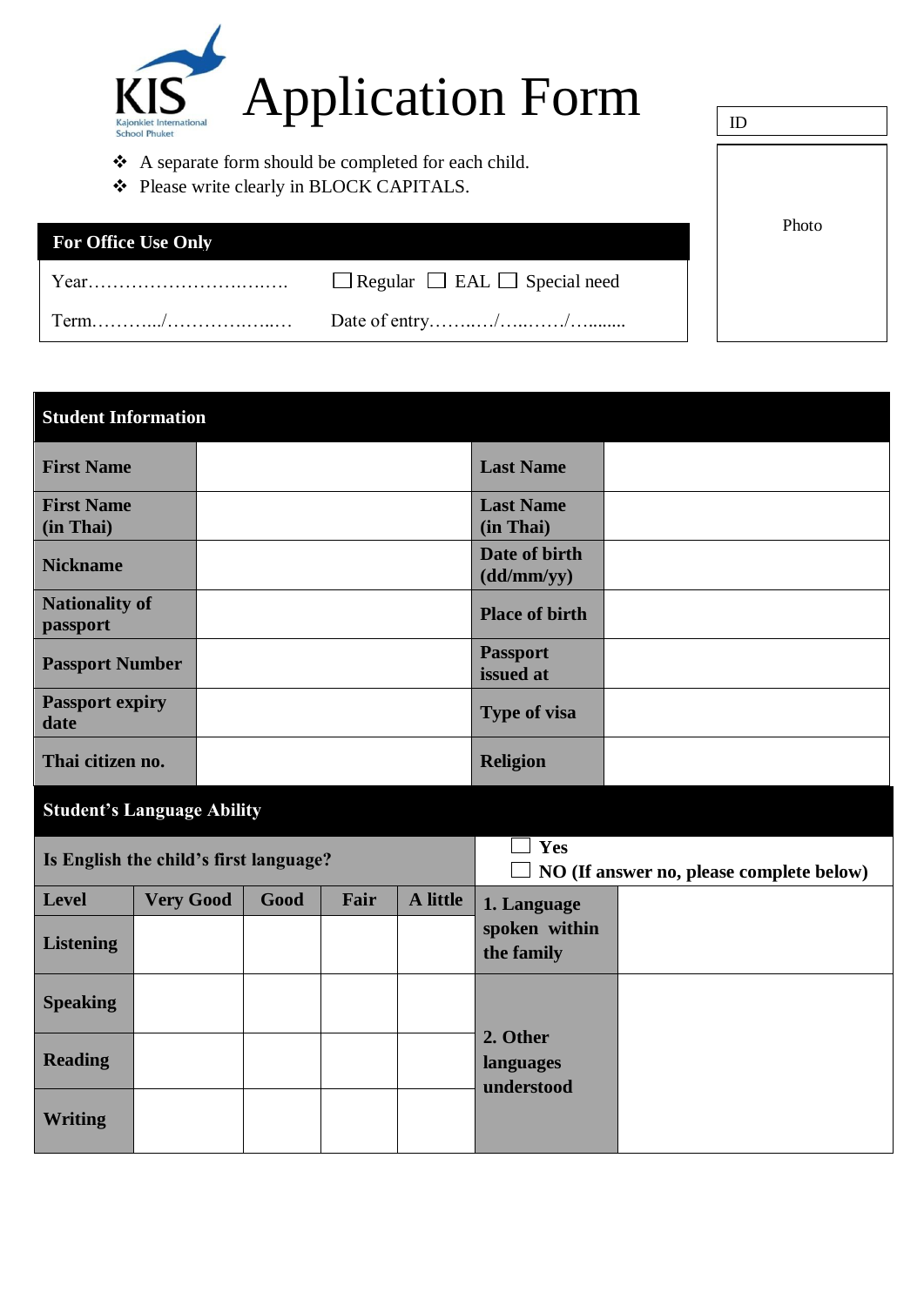KIS
Kajonkiet International School Phuket

# Application Form

| ID |
|---|
| Photo |

- A separate form should be completed for each child.
- Please write clearly in BLOCK CAPITALS.

| **For Office Use Only** | |
|---|---|
| Year……………………….……. | ☐ Regular ☐ EAL ☐ Special need |
| Term………../…………….…..… | Date of entry……..…/…..……/…....... |

| **Student Information** | | | |
|---|---|---|---|
| **First Name** | | **Last Name** | |
| **First Name (in Thai)** | | **Last Name (in Thai)** | |
| **Nickname** | | **Date of birth (dd/mm/yy)** | |
| **Nationality of passport** | | **Place of birth** | |
| **Passport Number** | | **Passport issued at** | |
| **Passport expiry date** | | **Type of visa** | |
| **Thai citizen no.** | | **Religion** | |

| **Student's Language Ability** | | | | | | |
|---|---|---|---|---|---|---|
| **Is English the child's first language?** | | | | | ☐ **Yes** ☐ **NO (If answer no, please complete below)** | |
| **Level** | **Very Good** | **Good** | **Fair** | **A little** | **1. Language spoken within the family** | |
| **Listening** | | | | | | |
| **Speaking** | | | | | **2. Other languages understood** | |
| **Reading** | | | | | | |
| **Writing** | | | | | | |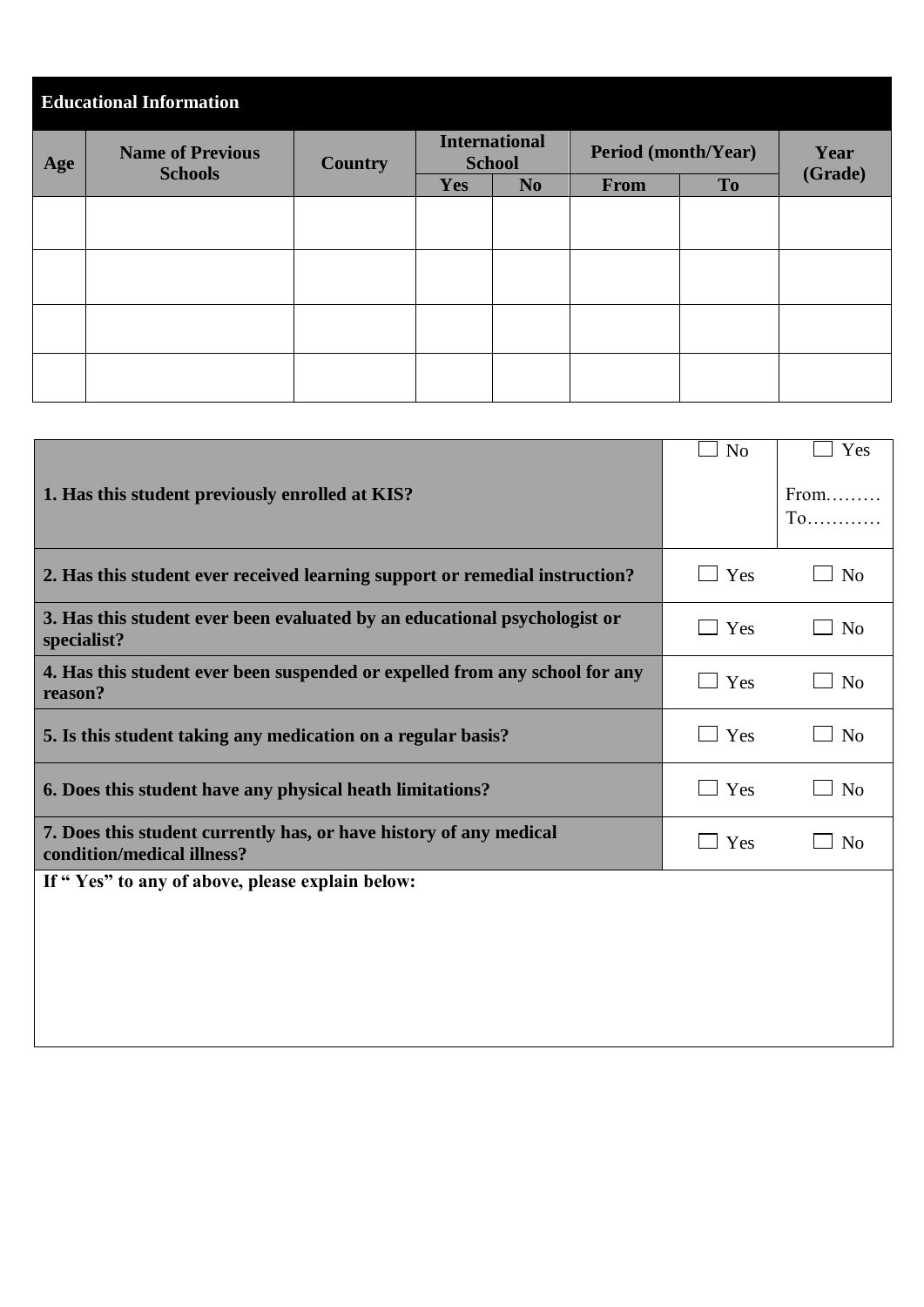## Educational Information

| Age | Name of Previous Schools | Country | International School | | Period (month/Year) | | Year (Grade) |
|---|---|---|---|---|---|---|---|
| | | | Yes | No | From | To | |
| | | | | | | | |
| | | | | | | | |
| | | | | | | | |
| | | | | | | | |

| | | |
|---|---|---|
| **1. Has this student previously enrolled at KIS?** | ☐ No | ☐ Yes From……… To………… |
| **2. Has this student ever received learning support or remedial instruction?** | ☐ Yes | ☐ No |
| **3. Has this student ever been evaluated by an educational psychologist or specialist?** | ☐ Yes | ☐ No |
| **4. Has this student ever been suspended or expelled from any school for any reason?** | ☐ Yes | ☐ No |
| **5. Is this student taking any medication on a regular basis?** | ☐ Yes | ☐ No |
| **6. Does this student have any physical heath limitations?** | ☐ Yes | ☐ No |
| **7. Does this student currently has, or have history of any medical condition/medical illness?** | ☐ Yes | ☐ No |

**If " Yes" to any of above, please explain below:**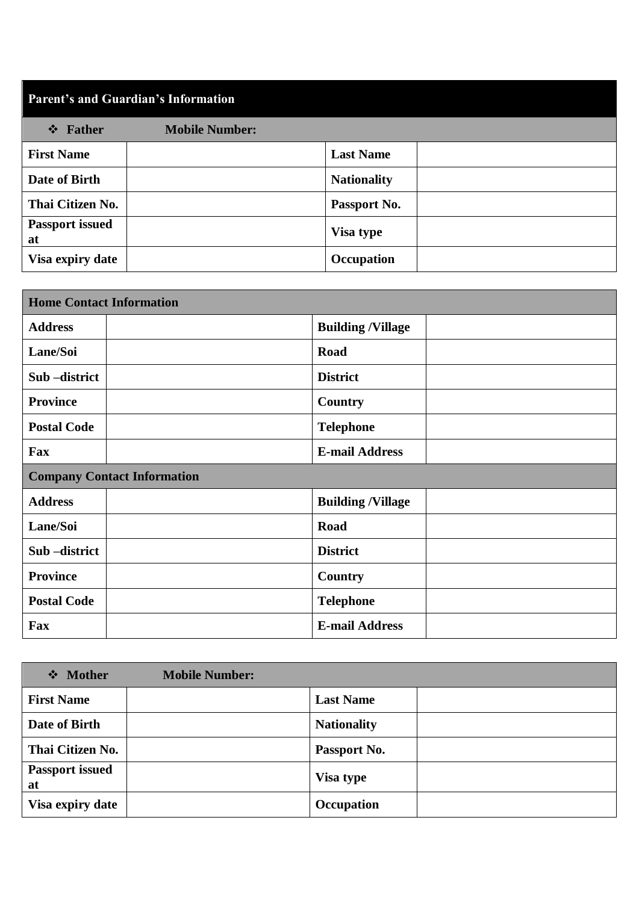## Parent's and Guardian's Information

| ❖ Father | Mobile Number: | | |
|---|---|---|---|
| First Name | | Last Name | |
| Date of Birth | | Nationality | |
| Thai Citizen No. | | Passport No. | |
| Passport issued at | | Visa type | |
| Visa expiry date | | Occupation | |

| Home Contact Information | | | |
|---|---|---|---|
| Address | | Building /Village | |
| Lane/Soi | | Road | |
| Sub –district | | District | |
| Province | | Country | |
| Postal Code | | Telephone | |
| Fax | | E-mail Address | |
| **Company Contact Information** | | | |
| Address | | Building /Village | |
| Lane/Soi | | Road | |
| Sub –district | | District | |
| Province | | Country | |
| Postal Code | | Telephone | |
| Fax | | E-mail Address | |

| ❖ Mother | Mobile Number: | | |
|---|---|---|---|
| First Name | | Last Name | |
| Date of Birth | | Nationality | |
| Thai Citizen No. | | Passport No. | |
| Passport issued at | | Visa type | |
| Visa expiry date | | Occupation | |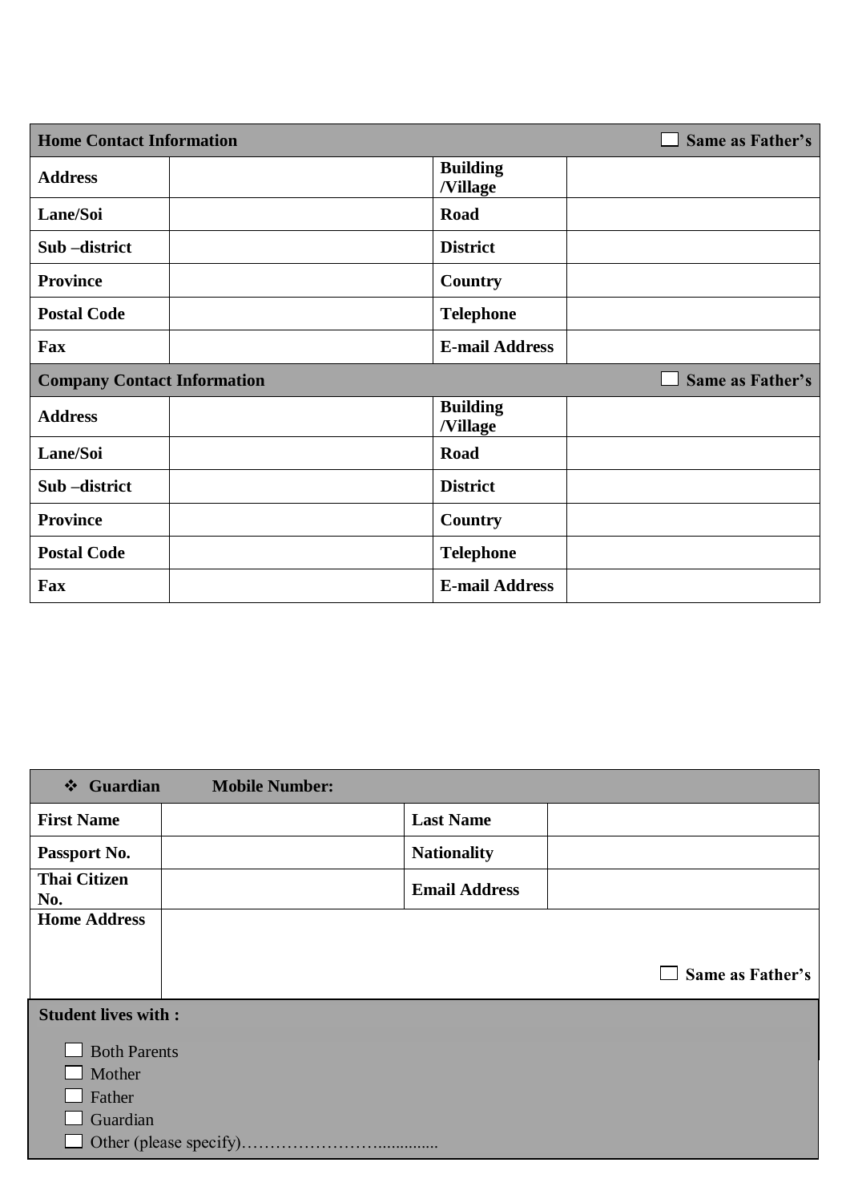| Home Contact Information | | | ☐ Same as Father's |
|---|---|---|---|
| **Address** | | **Building /Village** | |
| **Lane/Soi** | | **Road** | |
| **Sub –district** | | **District** | |
| **Province** | | **Country** | |
| **Postal Code** | | **Telephone** | |
| **Fax** | | **E-mail Address** | |

| Company Contact Information | | | ☐ Same as Father's |
|---|---|---|---|
| **Address** | | **Building /Village** | |
| **Lane/Soi** | | **Road** | |
| **Sub –district** | | **District** | |
| **Province** | | **Country** | |
| **Postal Code** | | **Telephone** | |
| **Fax** | | **E-mail Address** | |

| ❖ Guardian Mobile Number: | | | |
|---|---|---|---|
| **First Name** | | **Last Name** | |
| **Passport No.** | | **Nationality** | |
| **Thai Citizen No.** | | **Email Address** | |
| **Home Address** | ☐ Same as Father's | | |

**Student lives with :**

- ☐ Both Parents
- ☐ Mother
- ☐ Father
- ☐ Guardian
- ☐ Other (please specify)…………………….............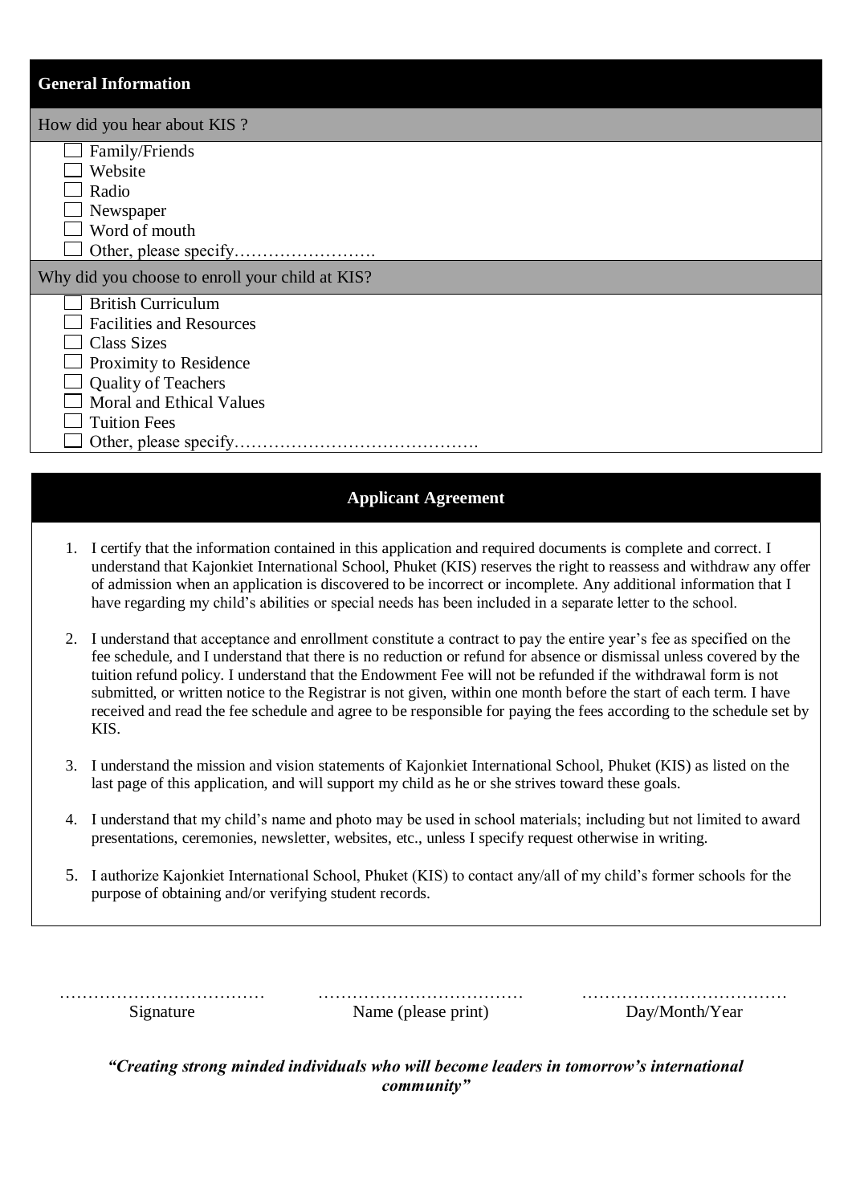## General Information

How did you hear about KIS ?

- ☐ Family/Friends
- ☐ Website
- ☐ Radio
- ☐ Newspaper
- ☐ Word of mouth
- ☐ Other, please specify…………………….

Why did you choose to enroll your child at KIS?

- ☐ British Curriculum
- ☐ Facilities and Resources
- ☐ Class Sizes
- ☐ Proximity to Residence
- ☐ Quality of Teachers
- ☐ Moral and Ethical Values
- ☐ Tuition Fees
- ☐ Other, please specify…………………………………….

## Applicant Agreement

1. I certify that the information contained in this application and required documents is complete and correct. I understand that Kajonkiet International School, Phuket (KIS) reserves the right to reassess and withdraw any offer of admission when an application is discovered to be incorrect or incomplete. Any additional information that I have regarding my child's abilities or special needs has been included in a separate letter to the school.

2. I understand that acceptance and enrollment constitute a contract to pay the entire year's fee as specified on the fee schedule, and I understand that there is no reduction or refund for absence or dismissal unless covered by the tuition refund policy. I understand that the Endowment Fee will not be refunded if the withdrawal form is not submitted, or written notice to the Registrar is not given, within one month before the start of each term. I have received and read the fee schedule and agree to be responsible for paying the fees according to the schedule set by KIS.

3. I understand the mission and vision statements of Kajonkiet International School, Phuket (KIS) as listed on the last page of this application, and will support my child as he or she strives toward these goals.

4. I understand that my child's name and photo may be used in school materials; including but not limited to award presentations, ceremonies, newsletter, websites, etc., unless I specify request otherwise in writing.

5. I authorize Kajonkiet International School, Phuket (KIS) to contact any/all of my child's former schools for the purpose of obtaining and/or verifying student records.

| | | |
|---|---|---|
| ……………………………… | ……………………………… | ……………………………… |
| Signature | Name (please print) | Day/Month/Year |

***"Creating strong minded individuals who will become leaders in tomorrow's international community"***